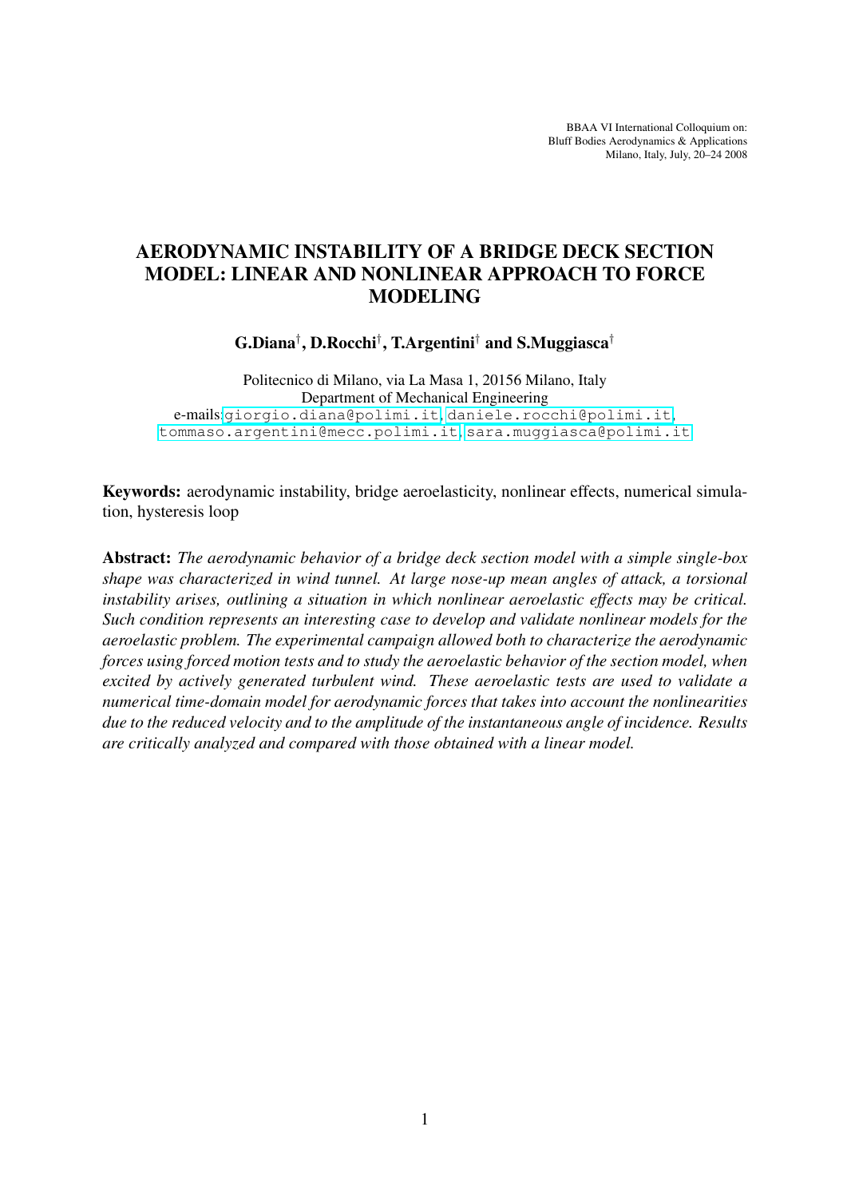BBAA VI International Colloquium on:
Bluff Bodies Aerodynamics & Applications
Milano, Italy, July, 20–24 2008

# AERODYNAMIC INSTABILITY OF A BRIDGE DECK SECTION MODEL: LINEAR AND NONLINEAR APPROACH TO FORCE MODELING

**G.Diana†, D.Rocchi†, T.Argentini† and S.Muggiasca†**

Politecnico di Milano, via La Masa 1, 20156 Milano, Italy
Department of Mechanical Engineering
e-mails:giorgio.diana@polimi.it, daniele.rocchi@polimi.it, tommaso.argentini@mecc.polimi.it, sara.muggiasca@polimi.it

**Keywords:** aerodynamic instability, bridge aeroelasticity, nonlinear effects, numerical simulation, hysteresis loop

**Abstract:** *The aerodynamic behavior of a bridge deck section model with a simple single-box shape was characterized in wind tunnel. At large nose-up mean angles of attack, a torsional instability arises, outlining a situation in which nonlinear aeroelastic effects may be critical. Such condition represents an interesting case to develop and validate nonlinear models for the aeroelastic problem. The experimental campaign allowed both to characterize the aerodynamic forces using forced motion tests and to study the aeroelastic behavior of the section model, when excited by actively generated turbulent wind. These aeroelastic tests are used to validate a numerical time-domain model for aerodynamic forces that takes into account the nonlinearities due to the reduced velocity and to the amplitude of the instantaneous angle of incidence. Results are critically analyzed and compared with those obtained with a linear model.*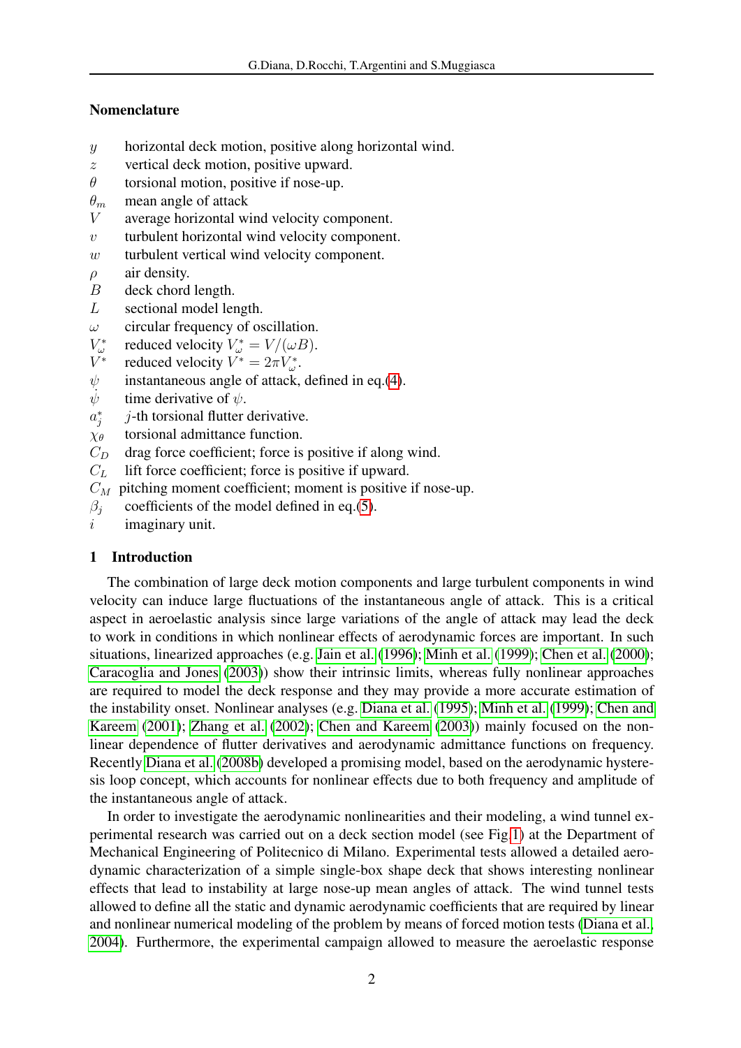## Nomenclature

- $y$ horizontal deck motion, positive along horizontal wind.
- $z$ vertical deck motion, positive upward.
- $\theta$ torsional motion, positive if nose-up.
- $\theta_m$ mean angle of attack
- $V$ average horizontal wind velocity component.
- $v$ turbulent horizontal wind velocity component.
- $w$ turbulent vertical wind velocity component.
- $\rho$ air density.
- $B$ deck chord length.
- $L$ sectional model length.
- $\omega$ circular frequency of oscillation.
- $V^*_\omega$ reduced velocity $V^*_\omega = V/(\omega B)$.
- $V^*$ reduced velocity $V^* = 2\pi V^*_\omega$.
- $\psi$ instantaneous angle of attack, defined in eq.(4).
- $\dot{\psi}$ time derivative of $\psi$.
- $a^*_j$ $j$-th torsional flutter derivative.
- $\chi_\theta$ torsional admittance function.
- $C_D$ drag force coefficient; force is positive if along wind.
- $C_L$ lift force coefficient; force is positive if upward.
- $C_M$ pitching moment coefficient; moment is positive if nose-up.
- $\beta_j$ coefficients of the model defined in eq.(5).
- $i$ imaginary unit.

## 1 Introduction

The combination of large deck motion components and large turbulent components in wind velocity can induce large fluctuations of the instantaneous angle of attack. This is a critical aspect in aeroelastic analysis since large variations of the angle of attack may lead the deck to work in conditions in which nonlinear effects of aerodynamic forces are important. In such situations, linearized approaches (e.g. Jain et al. (1996); Minh et al. (1999); Chen et al. (2000); Caracoglia and Jones (2003)) show their intrinsic limits, whereas fully nonlinear approaches are required to model the deck response and they may provide a more accurate estimation of the instability onset. Nonlinear analyses (e.g. Diana et al. (1995); Minh et al. (1999); Chen and Kareem (2001); Zhang et al. (2002); Chen and Kareem (2003)) mainly focused on the nonlinear dependence of flutter derivatives and aerodynamic admittance functions on frequency. Recently Diana et al. (2008b) developed a promising model, based on the aerodynamic hysteresis loop concept, which accounts for nonlinear effects due to both frequency and amplitude of the instantaneous angle of attack.

In order to investigate the aerodynamic nonlinearities and their modeling, a wind tunnel experimental research was carried out on a deck section model (see Fig.1) at the Department of Mechanical Engineering of Politecnico di Milano. Experimental tests allowed a detailed aerodynamic characterization of a simple single-box shape deck that shows interesting nonlinear effects that lead to instability at large nose-up mean angles of attack. The wind tunnel tests allowed to define all the static and dynamic aerodynamic coefficients that are required by linear and nonlinear numerical modeling of the problem by means of forced motion tests (Diana et al., 2004). Furthermore, the experimental campaign allowed to measure the aeroelastic response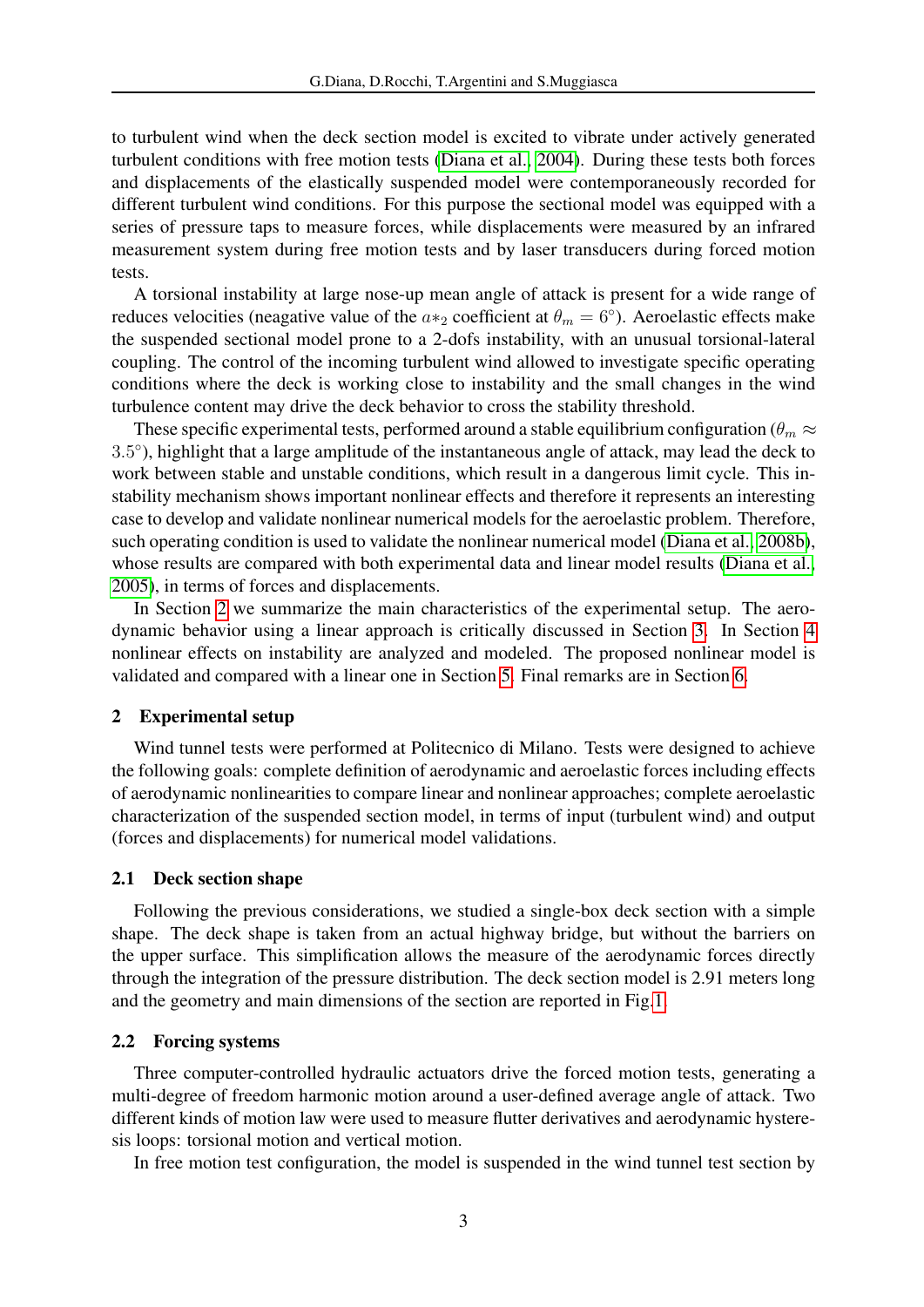to turbulent wind when the deck section model is excited to vibrate under actively generated turbulent conditions with free motion tests (Diana et al., 2004). During these tests both forces and displacements of the elastically suspended model were contemporaneously recorded for different turbulent wind conditions. For this purpose the sectional model was equipped with a series of pressure taps to measure forces, while displacements were measured by an infrared measurement system during free motion tests and by laser transducers during forced motion tests.

A torsional instability at large nose-up mean angle of attack is present for a wide range of reduces velocities (neagative value of the $a*_2$ coefficient at $\theta_m = 6°$). Aeroelastic effects make the suspended sectional model prone to a 2-dofs instability, with an unusual torsional-lateral coupling. The control of the incoming turbulent wind allowed to investigate specific operating conditions where the deck is working close to instability and the small changes in the wind turbulence content may drive the deck behavior to cross the stability threshold.

These specific experimental tests, performed around a stable equilibrium configuration ($\theta_m \approx 3.5°$), highlight that a large amplitude of the instantaneous angle of attack, may lead the deck to work between stable and unstable conditions, which result in a dangerous limit cycle. This instability mechanism shows important nonlinear effects and therefore it represents an interesting case to develop and validate nonlinear numerical models for the aeroelastic problem. Therefore, such operating condition is used to validate the nonlinear numerical model (Diana et al., 2008b), whose results are compared with both experimental data and linear model results (Diana et al., 2005), in terms of forces and displacements.

In Section 2 we summarize the main characteristics of the experimental setup. The aerodynamic behavior using a linear approach is critically discussed in Section 3. In Section 4 nonlinear effects on instability are analyzed and modeled. The proposed nonlinear model is validated and compared with a linear one in Section 5. Final remarks are in Section 6.

## 2 Experimental setup

Wind tunnel tests were performed at Politecnico di Milano. Tests were designed to achieve the following goals: complete definition of aerodynamic and aeroelastic forces including effects of aerodynamic nonlinearities to compare linear and nonlinear approaches; complete aeroelastic characterization of the suspended section model, in terms of input (turbulent wind) and output (forces and displacements) for numerical model validations.

### 2.1 Deck section shape

Following the previous considerations, we studied a single-box deck section with a simple shape. The deck shape is taken from an actual highway bridge, but without the barriers on the upper surface. This simplification allows the measure of the aerodynamic forces directly through the integration of the pressure distribution. The deck section model is 2.91 meters long and the geometry and main dimensions of the section are reported in Fig.1.

### 2.2 Forcing systems

Three computer-controlled hydraulic actuators drive the forced motion tests, generating a multi-degree of freedom harmonic motion around a user-defined average angle of attack. Two different kinds of motion law were used to measure flutter derivatives and aerodynamic hysteresis loops: torsional motion and vertical motion.

In free motion test configuration, the model is suspended in the wind tunnel test section by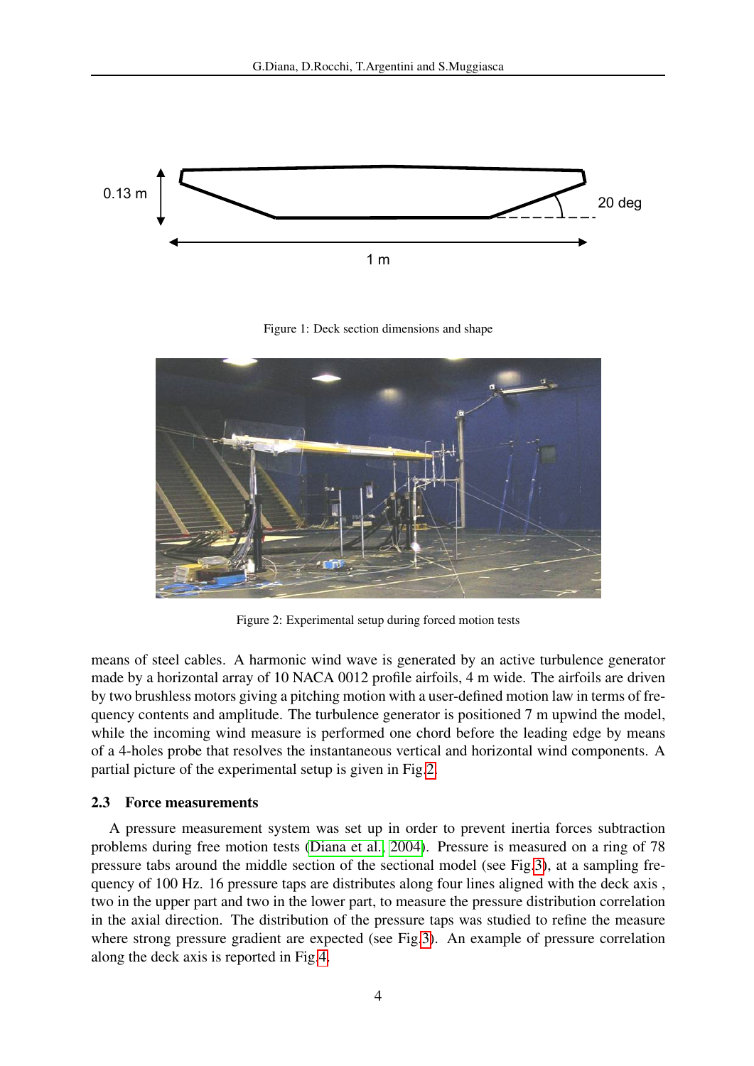Figure 1: Deck section dimensions and shape

Figure 2: Experimental setup during forced motion tests

means of steel cables. A harmonic wind wave is generated by an active turbulence generator made by a horizontal array of 10 NACA 0012 profile airfoils, 4 m wide. The airfoils are driven by two brushless motors giving a pitching motion with a user-defined motion law in terms of frequency contents and amplitude. The turbulence generator is positioned 7 m upwind the model, while the incoming wind measure is performed one chord before the leading edge by means of a 4-holes probe that resolves the instantaneous vertical and horizontal wind components. A partial picture of the experimental setup is given in Fig.2.

### 2.3 Force measurements

A pressure measurement system was set up in order to prevent inertia forces subtraction problems during free motion tests (Diana et al., 2004). Pressure is measured on a ring of 78 pressure tabs around the middle section of the sectional model (see Fig.3), at a sampling frequency of 100 Hz. 16 pressure taps are distributes along four lines aligned with the deck axis , two in the upper part and two in the lower part, to measure the pressure distribution correlation in the axial direction. The distribution of the pressure taps was studied to refine the measure where strong pressure gradient are expected (see Fig.3). An example of pressure correlation along the deck axis is reported in Fig.4.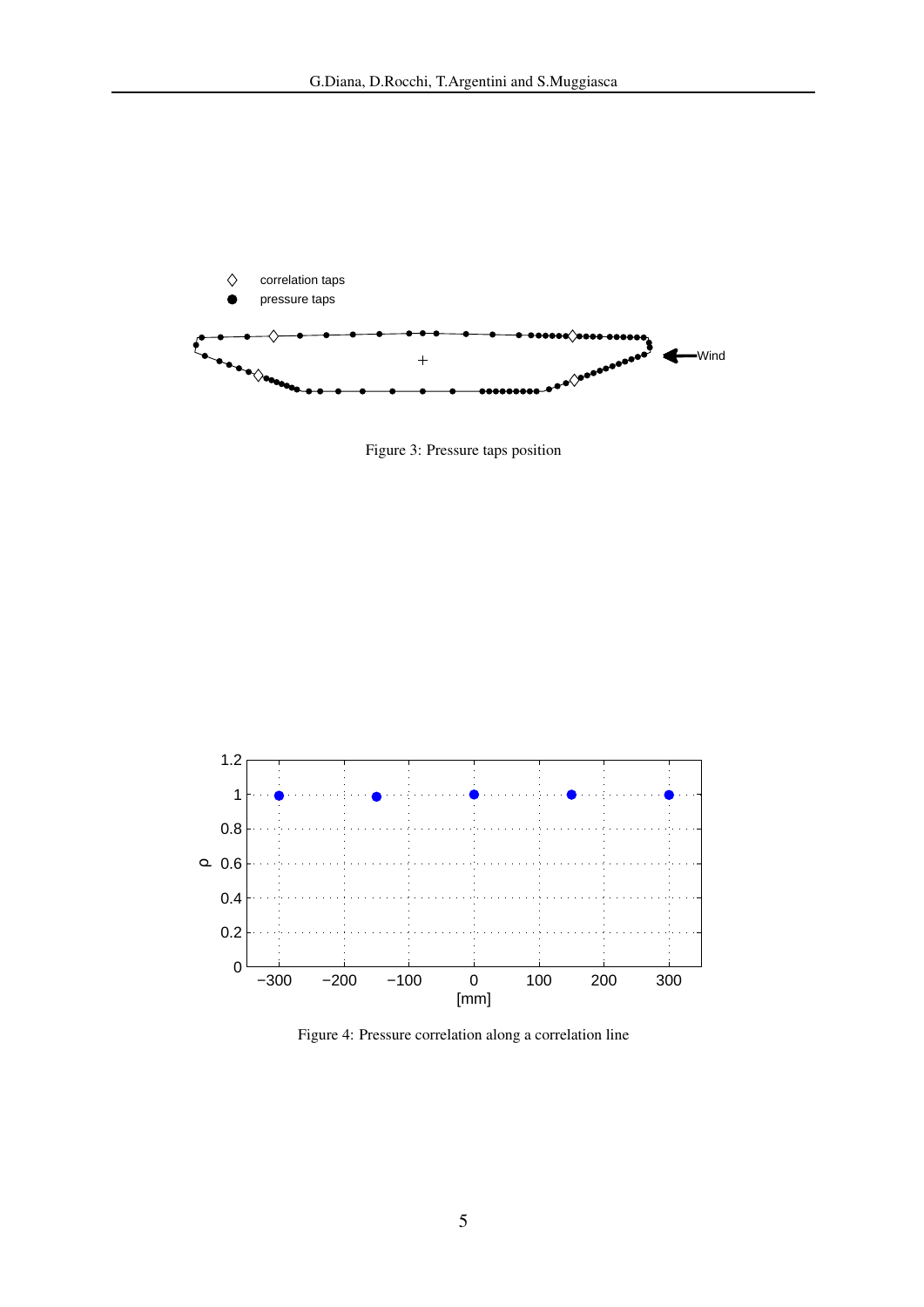Figure 3: Pressure taps position

Figure 4: Pressure correlation along a correlation line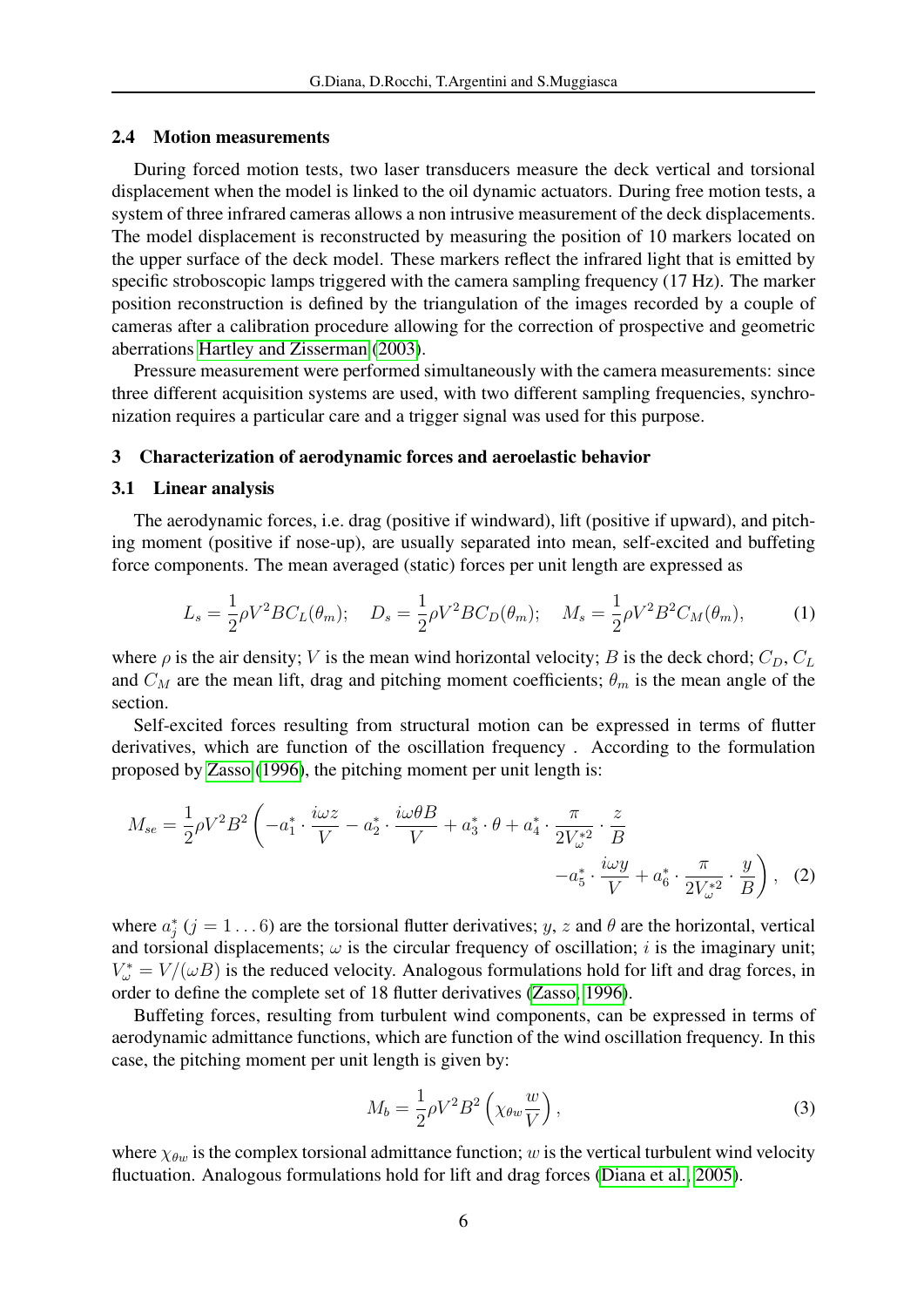### 2.4 Motion measurements

During forced motion tests, two laser transducers measure the deck vertical and torsional displacement when the model is linked to the oil dynamic actuators. During free motion tests, a system of three infrared cameras allows a non intrusive measurement of the deck displacements. The model displacement is reconstructed by measuring the position of 10 markers located on the upper surface of the deck model. These markers reflect the infrared light that is emitted by specific stroboscopic lamps triggered with the camera sampling frequency (17 Hz). The marker position reconstruction is defined by the triangulation of the images recorded by a couple of cameras after a calibration procedure allowing for the correction of prospective and geometric aberrations Hartley and Zisserman (2003).

Pressure measurement were performed simultaneously with the camera measurements: since three different acquisition systems are used, with two different sampling frequencies, synchronization requires a particular care and a trigger signal was used for this purpose.

## 3 Characterization of aerodynamic forces and aeroelastic behavior

### 3.1 Linear analysis

The aerodynamic forces, i.e. drag (positive if windward), lift (positive if upward), and pitching moment (positive if nose-up), are usually separated into mean, self-excited and buffeting force components. The mean averaged (static) forces per unit length are expressed as

$$L_s = \frac{1}{2}\rho V^2 B C_L(\theta_m); \quad D_s = \frac{1}{2}\rho V^2 B C_D(\theta_m); \quad M_s = \frac{1}{2}\rho V^2 B^2 C_M(\theta_m), \tag{1}$$

where $\rho$ is the air density; $V$ is the mean wind horizontal velocity; $B$ is the deck chord; $C_D$, $C_L$ and $C_M$ are the mean lift, drag and pitching moment coefficients; $\theta_m$ is the mean angle of the section.

Self-excited forces resulting from structural motion can be expressed in terms of flutter derivatives, which are function of the oscillation frequency . According to the formulation proposed by Zasso (1996), the pitching moment per unit length is:

$$M_{se} = \frac{1}{2}\rho V^2 B^2 \left( -a_1^* \cdot \frac{i\omega z}{V} - a_2^* \cdot \frac{i\omega\theta B}{V} + a_3^* \cdot \theta + a_4^* \cdot \frac{\pi}{2V_\omega^{*2}} \cdot \frac{z}{B} - a_5^* \cdot \frac{i\omega y}{V} + a_6^* \cdot \frac{\pi}{2V_\omega^{*2}} \cdot \frac{y}{B} \right), \tag{2}$$

where $a_j^*$ ($j = 1 \ldots 6$) are the torsional flutter derivatives; $y$, $z$ and $\theta$ are the horizontal, vertical and torsional displacements; $\omega$ is the circular frequency of oscillation; $i$ is the imaginary unit; $V_\omega^* = V/(\omega B)$ is the reduced velocity. Analogous formulations hold for lift and drag forces, in order to define the complete set of 18 flutter derivatives (Zasso, 1996).

Buffeting forces, resulting from turbulent wind components, can be expressed in terms of aerodynamic admittance functions, which are function of the wind oscillation frequency. In this case, the pitching moment per unit length is given by:

$$M_b = \frac{1}{2}\rho V^2 B^2 \left( \chi_{\theta w} \frac{w}{V} \right), \tag{3}$$

where $\chi_{\theta w}$ is the complex torsional admittance function; $w$ is the vertical turbulent wind velocity fluctuation. Analogous formulations hold for lift and drag forces (Diana et al., 2005).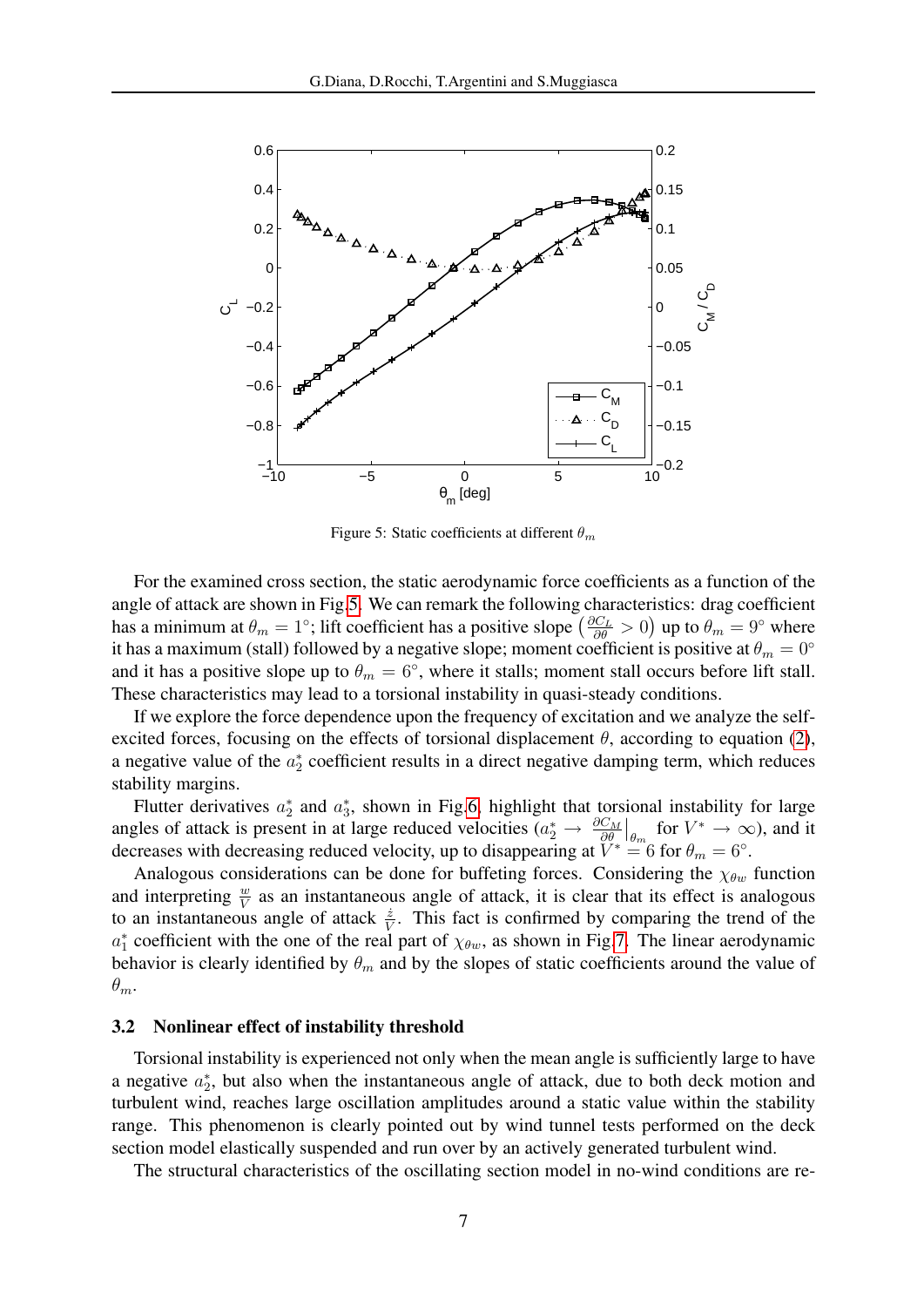Figure 5: Static coefficients at different $\theta_m$

For the examined cross section, the static aerodynamic force coefficients as a function of the angle of attack are shown in Fig.5. We can remark the following characteristics: drag coefficient has a minimum at $\theta_m = 1°$; lift coefficient has a positive slope $\left(\frac{\partial C_L}{\partial \theta} > 0\right)$ up to $\theta_m = 9°$ where it has a maximum (stall) followed by a negative slope; moment coefficient is positive at $\theta_m = 0°$ and it has a positive slope up to $\theta_m = 6°$, where it stalls; moment stall occurs before lift stall. These characteristics may lead to a torsional instability in quasi-steady conditions.

If we explore the force dependence upon the frequency of excitation and we analyze the self-excited forces, focusing on the effects of torsional displacement $\theta$, according to equation (2), a negative value of the $a_2^*$ coefficient results in a direct negative damping term, which reduces stability margins.

Flutter derivatives $a_2^*$ and $a_3^*$, shown in Fig.6, highlight that torsional instability for large angles of attack is present in at large reduced velocities ($a_2^* \rightarrow \left.\frac{\partial C_M}{\partial \theta}\right|_{\theta_m}$ for $V^* \rightarrow \infty$), and it decreases with decreasing reduced velocity, up to disappearing at $V^* = 6$ for $\theta_m = 6°$.

Analogous considerations can be done for buffeting forces. Considering the $\chi_{\theta w}$ function and interpreting $\frac{w}{V}$ as an instantaneous angle of attack, it is clear that its effect is analogous to an instantaneous angle of attack $\frac{\dot{z}}{V}$. This fact is confirmed by comparing the trend of the $a_1^*$ coefficient with the one of the real part of $\chi_{\theta w}$, as shown in Fig.7. The linear aerodynamic behavior is clearly identified by $\theta_m$ and by the slopes of static coefficients around the value of $\theta_m$.

### 3.2 Nonlinear effect of instability threshold

Torsional instability is experienced not only when the mean angle is sufficiently large to have a negative $a_2^*$, but also when the instantaneous angle of attack, due to both deck motion and turbulent wind, reaches large oscillation amplitudes around a static value within the stability range. This phenomenon is clearly pointed out by wind tunnel tests performed on the deck section model elastically suspended and run over by an actively generated turbulent wind.

The structural characteristics of the oscillating section model in no-wind conditions are re-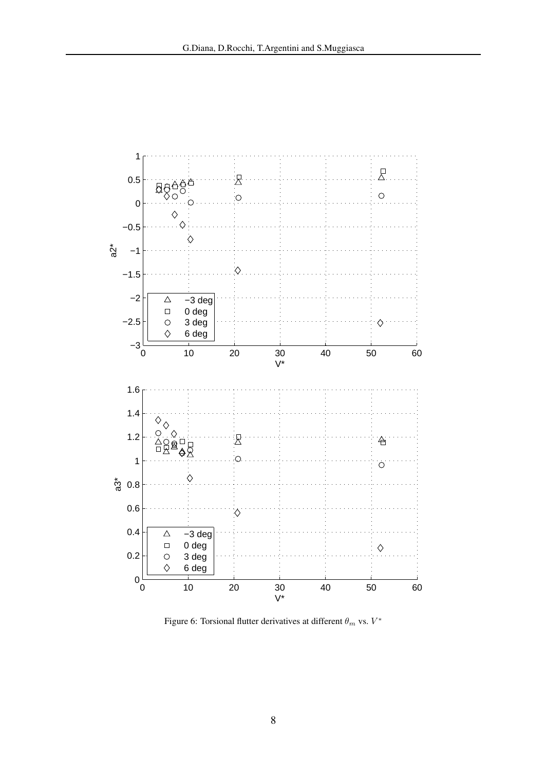Figure 6: Torsional flutter derivatives at different $\theta_m$ vs. $V^*$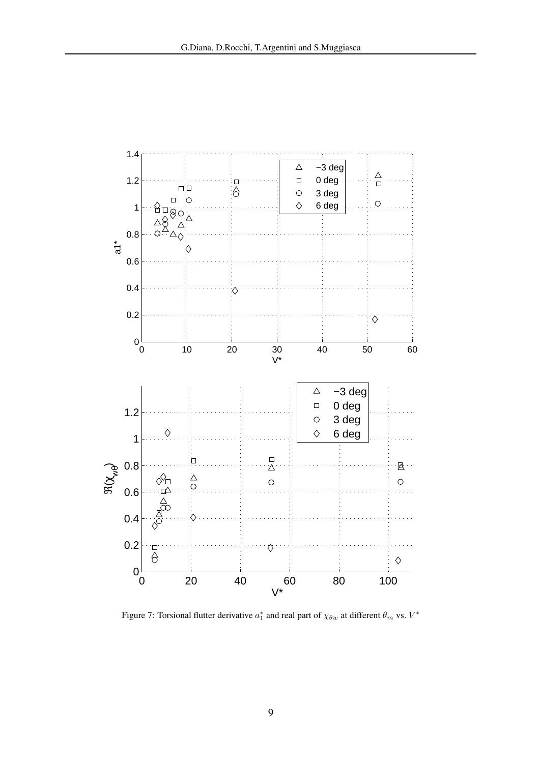Figure 7: Torsional flutter derivative $a_1^*$ and real part of $\chi_{\theta w}$ at different $\theta_m$ vs. $V^*$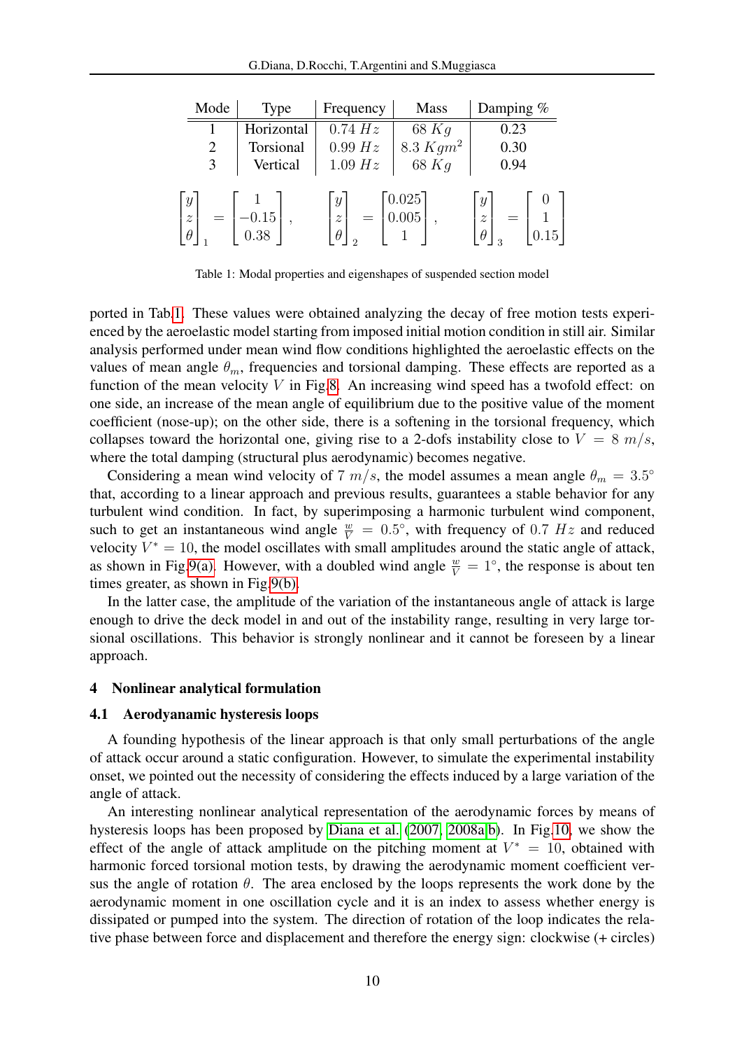| Mode | Type | Frequency | Mass | Damping % |
|---|---|---|---|---|
| 1 | Horizontal | $0.74\ Hz$ | $68\ Kg$ | 0.23 |
| 2 | Torsional | $0.99\ Hz$ | $8.3\ Kgm^2$ | 0.30 |
| 3 | Vertical | $1.09\ Hz$ | $68\ Kg$ | 0.94 |

$$\begin{bmatrix} y \\ z \\ \theta \end{bmatrix}_1 = \begin{bmatrix} 1 \\ -0.15 \\ 0.38 \end{bmatrix}, \quad \begin{bmatrix} y \\ z \\ \theta \end{bmatrix}_2 = \begin{bmatrix} 0.025 \\ 0.005 \\ 1 \end{bmatrix}, \quad \begin{bmatrix} y \\ z \\ \theta \end{bmatrix}_3 = \begin{bmatrix} 0 \\ 1 \\ 0.15 \end{bmatrix}$$

Table 1: Modal properties and eigenshapes of suspended section model

ported in Tab.1. These values were obtained analyzing the decay of free motion tests experienced by the aeroelastic model starting from imposed initial motion condition in still air. Similar analysis performed under mean wind flow conditions highlighted the aeroelastic effects on the values of mean angle $\theta_m$, frequencies and torsional damping. These effects are reported as a function of the mean velocity $V$ in Fig.8. An increasing wind speed has a twofold effect: on one side, an increase of the mean angle of equilibrium due to the positive value of the moment coefficient (nose-up); on the other side, there is a softening in the torsional frequency, which collapses toward the horizontal one, giving rise to a 2-dofs instability close to $V = 8\ m/s$, where the total damping (structural plus aerodynamic) becomes negative.

Considering a mean wind velocity of $7\ m/s$, the model assumes a mean angle $\theta_m = 3.5^\circ$ that, according to a linear approach and previous results, guarantees a stable behavior for any turbulent wind condition. In fact, by superimposing a harmonic turbulent wind component, such to get an instantaneous wind angle $\frac{w}{V} = 0.5^\circ$, with frequency of $0.7\ Hz$ and reduced velocity $V^* = 10$, the model oscillates with small amplitudes around the static angle of attack, as shown in Fig.9(a). However, with a doubled wind angle $\frac{w}{V} = 1^\circ$, the response is about ten times greater, as shown in Fig.9(b).

In the latter case, the amplitude of the variation of the instantaneous angle of attack is large enough to drive the deck model in and out of the instability range, resulting in very large torsional oscillations. This behavior is strongly nonlinear and it cannot be foreseen by a linear approach.

## 4 Nonlinear analytical formulation

### 4.1 Aerodyanamic hysteresis loops

A founding hypothesis of the linear approach is that only small perturbations of the angle of attack occur around a static configuration. However, to simulate the experimental instability onset, we pointed out the necessity of considering the effects induced by a large variation of the angle of attack.

An interesting nonlinear analytical representation of the aerodynamic forces by means of hysteresis loops has been proposed by Diana et al. (2007, 2008a,b). In Fig.10, we show the effect of the angle of attack amplitude on the pitching moment at $V^* = 10$, obtained with harmonic forced torsional motion tests, by drawing the aerodynamic moment coefficient versus the angle of rotation $\theta$. The area enclosed by the loops represents the work done by the aerodynamic moment in one oscillation cycle and it is an index to assess whether energy is dissipated or pumped into the system. The direction of rotation of the loop indicates the relative phase between force and displacement and therefore the energy sign: clockwise (+ circles)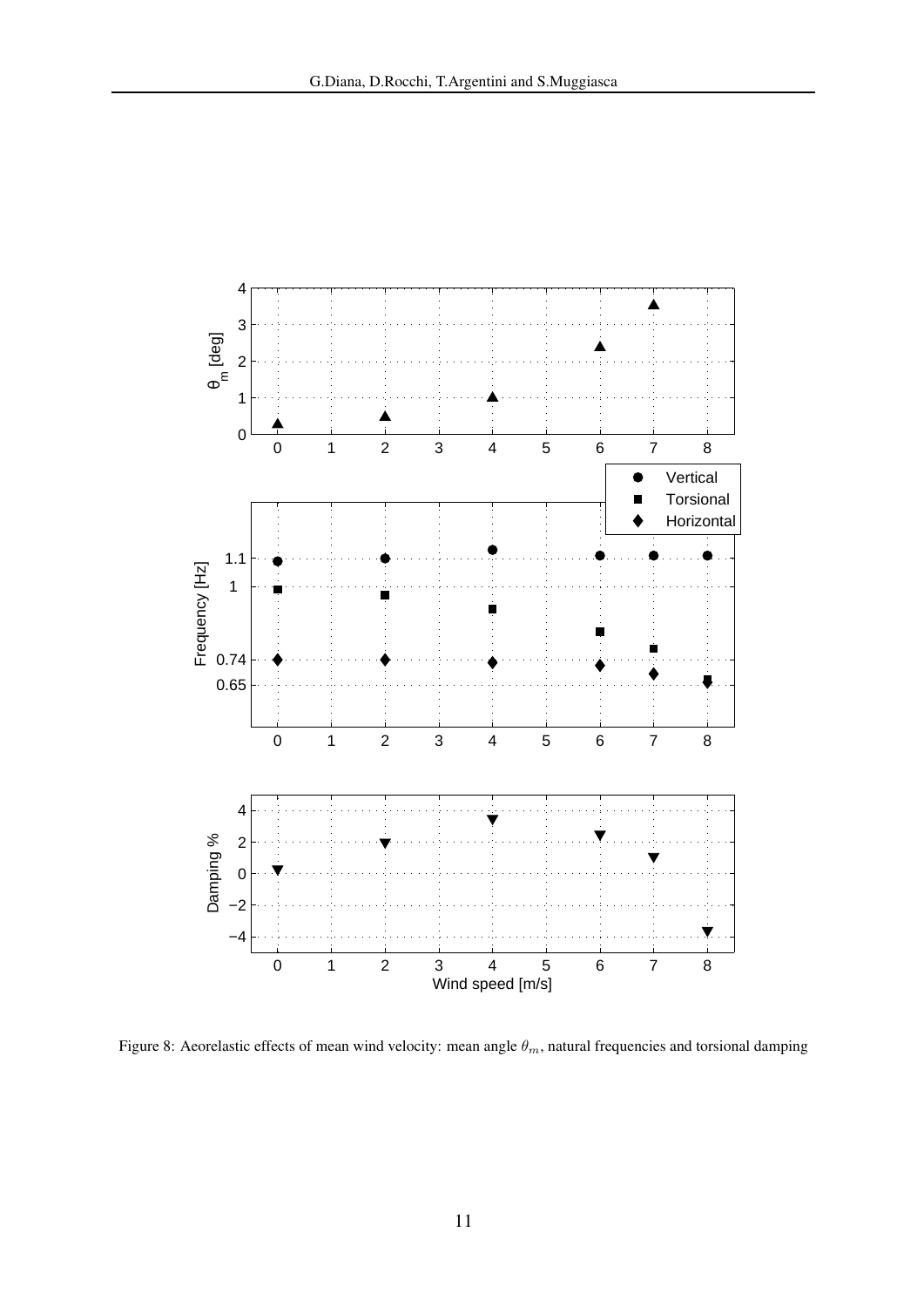Figure 8: Aeorelastic effects of mean wind velocity: mean angle $\theta_m$, natural frequencies and torsional damping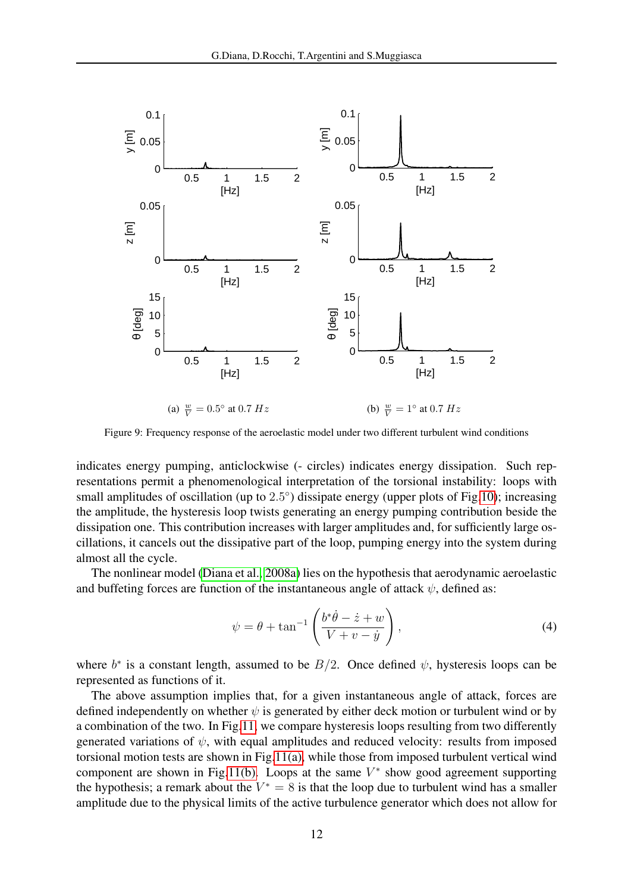(a) $\frac{w}{V} = 0.5°$ at $0.7\ Hz$

(b) $\frac{w}{V} = 1°$ at $0.7\ Hz$

Figure 9: Frequency response of the aeroelastic model under two different turbulent wind conditions

indicates energy pumping, anticlockwise (- circles) indicates energy dissipation. Such representations permit a phenomenological interpretation of the torsional instability: loops with small amplitudes of oscillation (up to $2.5°$) dissipate energy (upper plots of Fig.10); increasing the amplitude, the hysteresis loop twists generating an energy pumping contribution beside the dissipation one. This contribution increases with larger amplitudes and, for sufficiently large oscillations, it cancels out the dissipative part of the loop, pumping energy into the system during almost all the cycle.

The nonlinear model (Diana et al., 2008a) lies on the hypothesis that aerodynamic aeroelastic and buffeting forces are function of the instantaneous angle of attack $\psi$, defined as:

$$\psi = \theta + \tan^{-1}\left(\frac{b^{*}\dot{\theta} - \dot{z} + w}{V + v - \dot{y}}\right), \tag{4}$$

where $b^{*}$ is a constant length, assumed to be $B/2$. Once defined $\psi$, hysteresis loops can be represented as functions of it.

The above assumption implies that, for a given instantaneous angle of attack, forces are defined independently on whether $\psi$ is generated by either deck motion or turbulent wind or by a combination of the two. In Fig.11, we compare hysteresis loops resulting from two differently generated variations of $\psi$, with equal amplitudes and reduced velocity: results from imposed torsional motion tests are shown in Fig.11(a), while those from imposed turbulent vertical wind component are shown in Fig.11(b). Loops at the same $V^{*}$ show good agreement supporting the hypothesis; a remark about the $V^{*} = 8$ is that the loop due to turbulent wind has a smaller amplitude due to the physical limits of the active turbulence generator which does not allow for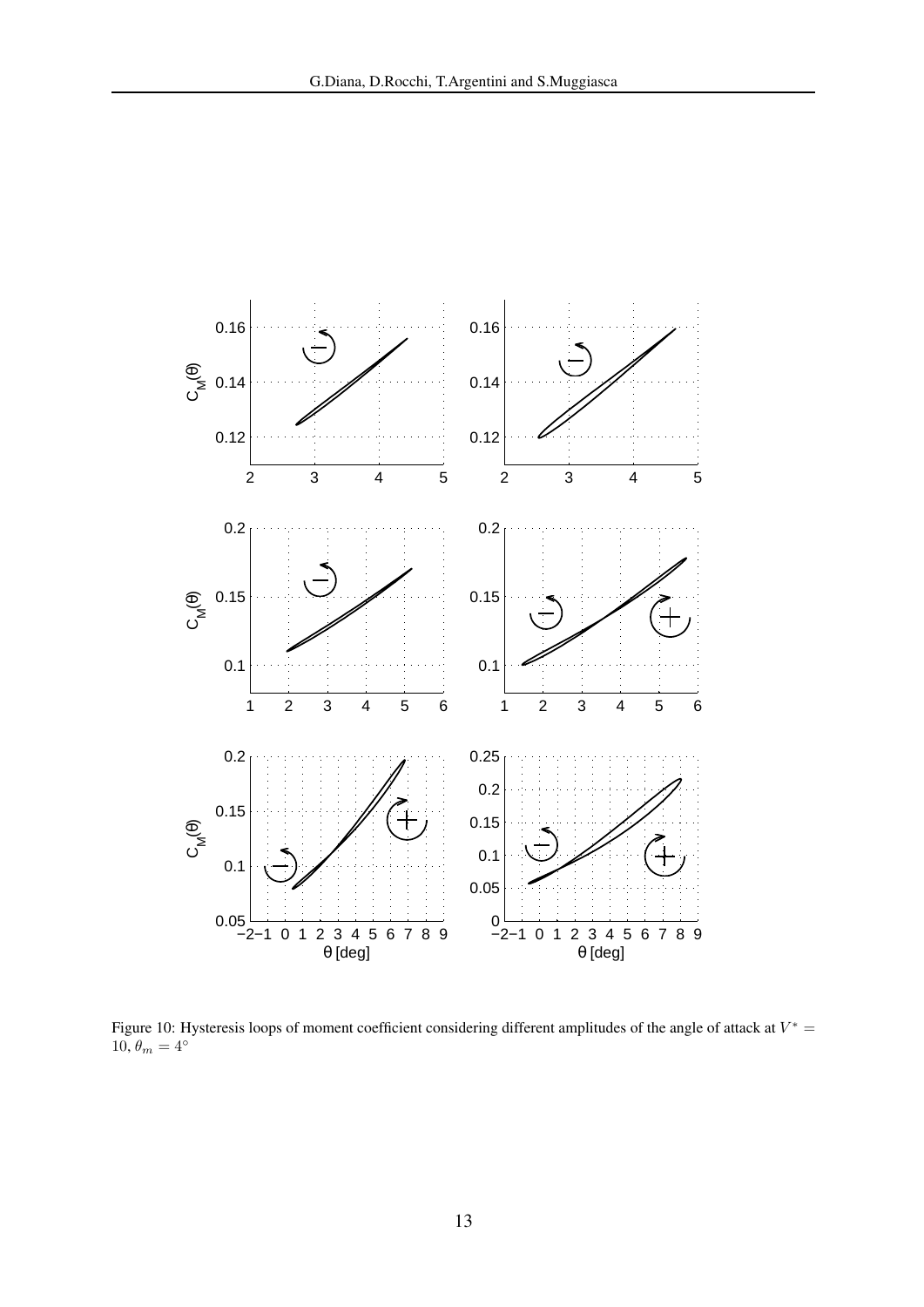Figure 10: Hysteresis loops of moment coefficient considering different amplitudes of the angle of attack at $V^* = 10$, $\theta_m = 4^\circ$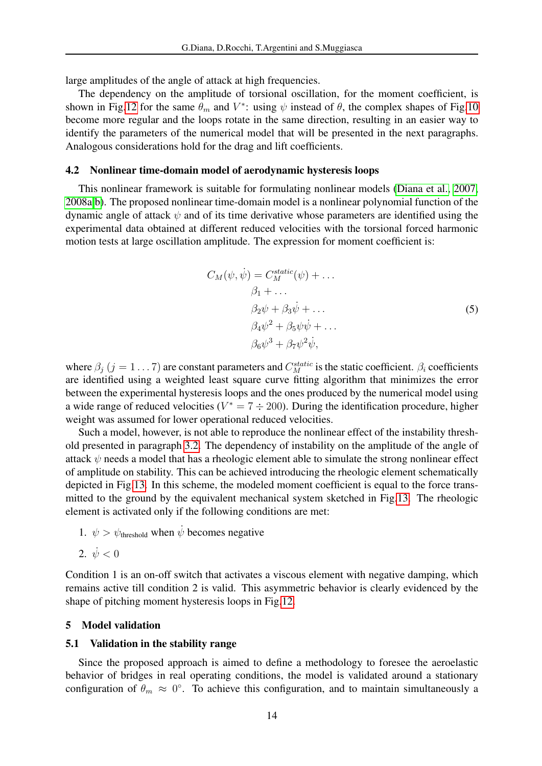large amplitudes of the angle of attack at high frequencies.

The dependency on the amplitude of torsional oscillation, for the moment coefficient, is shown in Fig.12 for the same $\theta_m$ and $V^*$: using $\psi$ instead of $\theta$, the complex shapes of Fig.10 become more regular and the loops rotate in the same direction, resulting in an easier way to identify the parameters of the numerical model that will be presented in the next paragraphs. Analogous considerations hold for the drag and lift coefficients.

### 4.2 Nonlinear time-domain model of aerodynamic hysteresis loops

This nonlinear framework is suitable for formulating nonlinear models (Diana et al., 2007, 2008a,b). The proposed nonlinear time-domain model is a nonlinear polynomial function of the dynamic angle of attack $\psi$ and of its time derivative whose parameters are identified using the experimental data obtained at different reduced velocities with the torsional forced harmonic motion tests at large oscillation amplitude. The expression for moment coefficient is:

$$
\begin{aligned}
C_M(\psi, \dot{\psi}) = C_M^{static}(\psi) + \dots \\
\beta_1 + \dots \\
\beta_2 \psi + \beta_3 \dot{\psi} + \dots \\
\beta_4 \psi^2 + \beta_5 \psi \dot{\psi} + \dots \\
\beta_6 \psi^3 + \beta_7 \psi^2 \dot{\psi},
\end{aligned}
\tag{5}
$$

where $\beta_j$ $(j = 1 \dots 7)$ are constant parameters and $C_M^{static}$ is the static coefficient. $\beta_i$ coefficients are identified using a weighted least square curve fitting algorithm that minimizes the error between the experimental hysteresis loops and the ones produced by the numerical model using a wide range of reduced velocities ($V^* = 7 \div 200$). During the identification procedure, higher weight was assumed for lower operational reduced velocities.

Such a model, however, is not able to reproduce the nonlinear effect of the instability threshold presented in paragraph 3.2. The dependency of instability on the amplitude of the angle of attack $\psi$ needs a model that has a rheologic element able to simulate the strong nonlinear effect of amplitude on stability. This can be achieved introducing the rheologic element schematically depicted in Fig.13. In this scheme, the modeled moment coefficient is equal to the force transmitted to the ground by the equivalent mechanical system sketched in Fig.13. The rheologic element is activated only if the following conditions are met:

1. $\psi > \psi_{\text{threshold}}$ when $\dot{\psi}$ becomes negative
2. $\dot{\psi} < 0$

Condition 1 is an on-off switch that activates a viscous element with negative damping, which remains active till condition 2 is valid. This asymmetric behavior is clearly evidenced by the shape of pitching moment hysteresis loops in Fig.12.

## 5 Model validation

### 5.1 Validation in the stability range

Since the proposed approach is aimed to define a methodology to foresee the aeroelastic behavior of bridges in real operating conditions, the model is validated around a stationary configuration of $\theta_m \approx 0°$. To achieve this configuration, and to maintain simultaneously a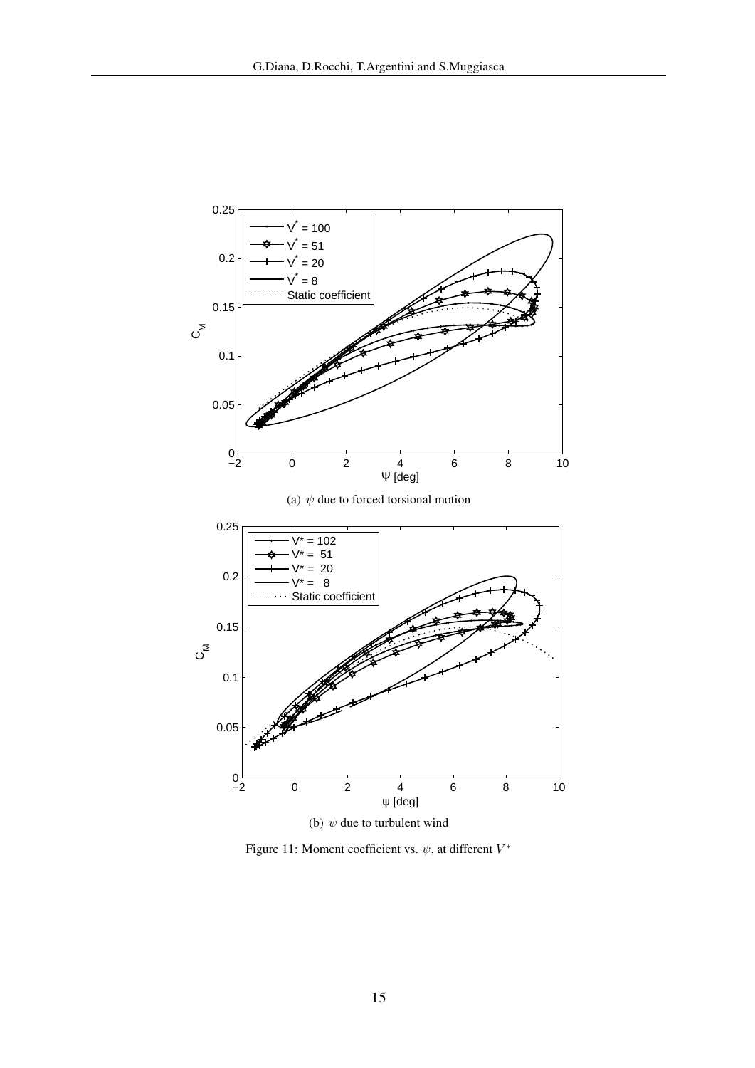(a) $\psi$ due to forced torsional motion

(b) $\psi$ due to turbulent wind

Figure 11: Moment coefficient vs. $\psi$, at different $V^*$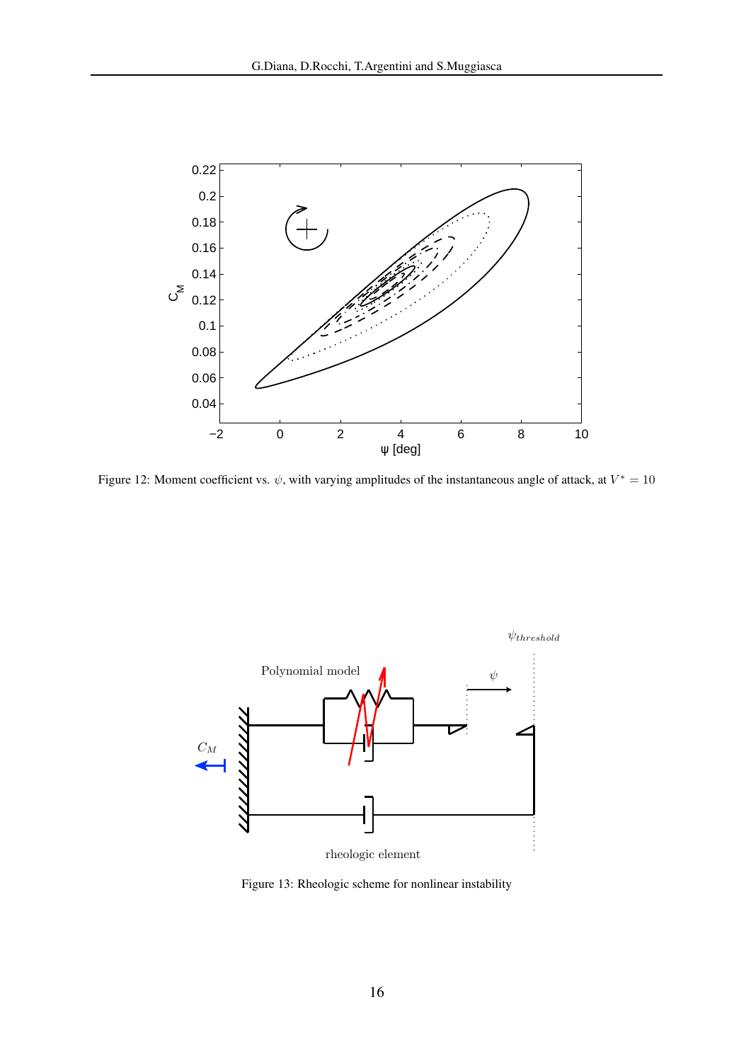Figure 12: Moment coefficient vs. $\psi$, with varying amplitudes of the instantaneous angle of attack, at $V^* = 10$

Figure 13: Rheologic scheme for nonlinear instability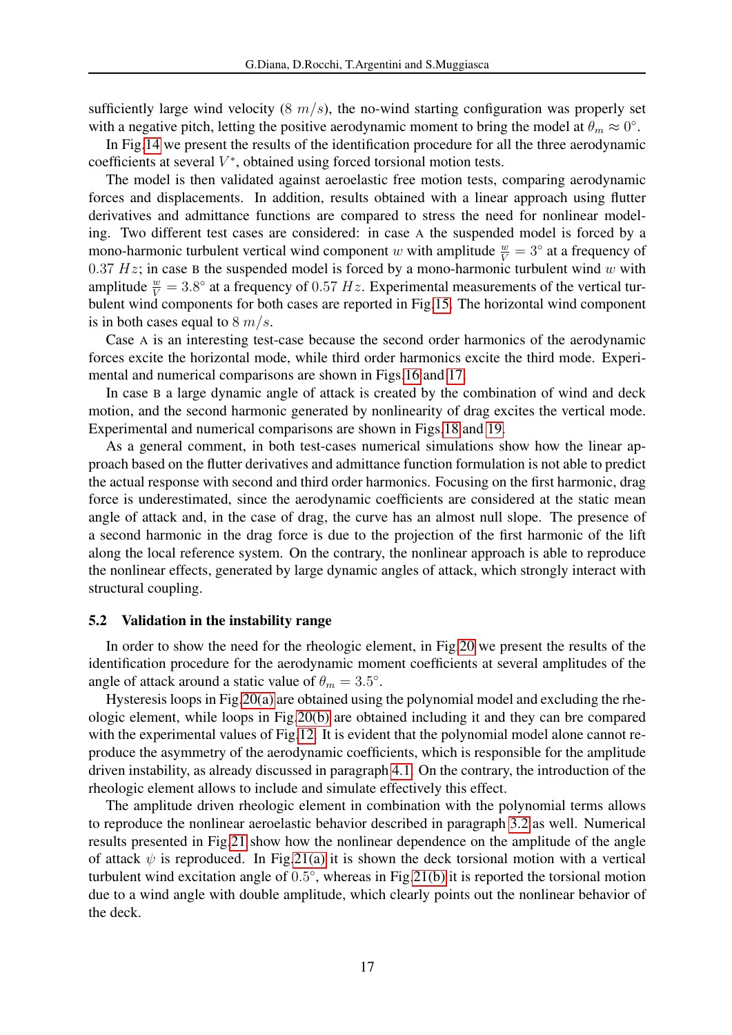sufficiently large wind velocity ($8\ m/s$), the no-wind starting configuration was properly set with a negative pitch, letting the positive aerodynamic moment to bring the model at $\theta_m \approx 0°$.

In Fig.14 we present the results of the identification procedure for all the three aerodynamic coefficients at several $V^*$, obtained using forced torsional motion tests.

The model is then validated against aeroelastic free motion tests, comparing aerodynamic forces and displacements. In addition, results obtained with a linear approach using flutter derivatives and admittance functions are compared to stress the need for nonlinear modeling. Two different test cases are considered: in case A the suspended model is forced by a mono-harmonic turbulent vertical wind component $w$ with amplitude $\frac{w}{V} = 3°$ at a frequency of $0.37\ Hz$; in case B the suspended model is forced by a mono-harmonic turbulent wind $w$ with amplitude $\frac{w}{V} = 3.8°$ at a frequency of $0.57\ Hz$. Experimental measurements of the vertical turbulent wind components for both cases are reported in Fig.15. The horizontal wind component is in both cases equal to $8\ m/s$.

Case A is an interesting test-case because the second order harmonics of the aerodynamic forces excite the horizontal mode, while third order harmonics excite the third mode. Experimental and numerical comparisons are shown in Figs.16 and 17.

In case B a large dynamic angle of attack is created by the combination of wind and deck motion, and the second harmonic generated by nonlinearity of drag excites the vertical mode. Experimental and numerical comparisons are shown in Figs.18 and 19.

As a general comment, in both test-cases numerical simulations show how the linear approach based on the flutter derivatives and admittance function formulation is not able to predict the actual response with second and third order harmonics. Focusing on the first harmonic, drag force is underestimated, since the aerodynamic coefficients are considered at the static mean angle of attack and, in the case of drag, the curve has an almost null slope. The presence of a second harmonic in the drag force is due to the projection of the first harmonic of the lift along the local reference system. On the contrary, the nonlinear approach is able to reproduce the nonlinear effects, generated by large dynamic angles of attack, which strongly interact with structural coupling.

### 5.2 Validation in the instability range

In order to show the need for the rheologic element, in Fig.20 we present the results of the identification procedure for the aerodynamic moment coefficients at several amplitudes of the angle of attack around a static value of $\theta_m = 3.5°$.

Hysteresis loops in Fig.20(a) are obtained using the polynomial model and excluding the rheologic element, while loops in Fig.20(b) are obtained including it and they can bre compared with the experimental values of Fig.12. It is evident that the polynomial model alone cannot reproduce the asymmetry of the aerodynamic coefficients, which is responsible for the amplitude driven instability, as already discussed in paragraph 4.1. On the contrary, the introduction of the rheologic element allows to include and simulate effectively this effect.

The amplitude driven rheologic element in combination with the polynomial terms allows to reproduce the nonlinear aeroelastic behavior described in paragraph 3.2 as well. Numerical results presented in Fig.21 show how the nonlinear dependence on the amplitude of the angle of attack $\psi$ is reproduced. In Fig.21(a) it is shown the deck torsional motion with a vertical turbulent wind excitation angle of $0.5°$, whereas in Fig.21(b) it is reported the torsional motion due to a wind angle with double amplitude, which clearly points out the nonlinear behavior of the deck.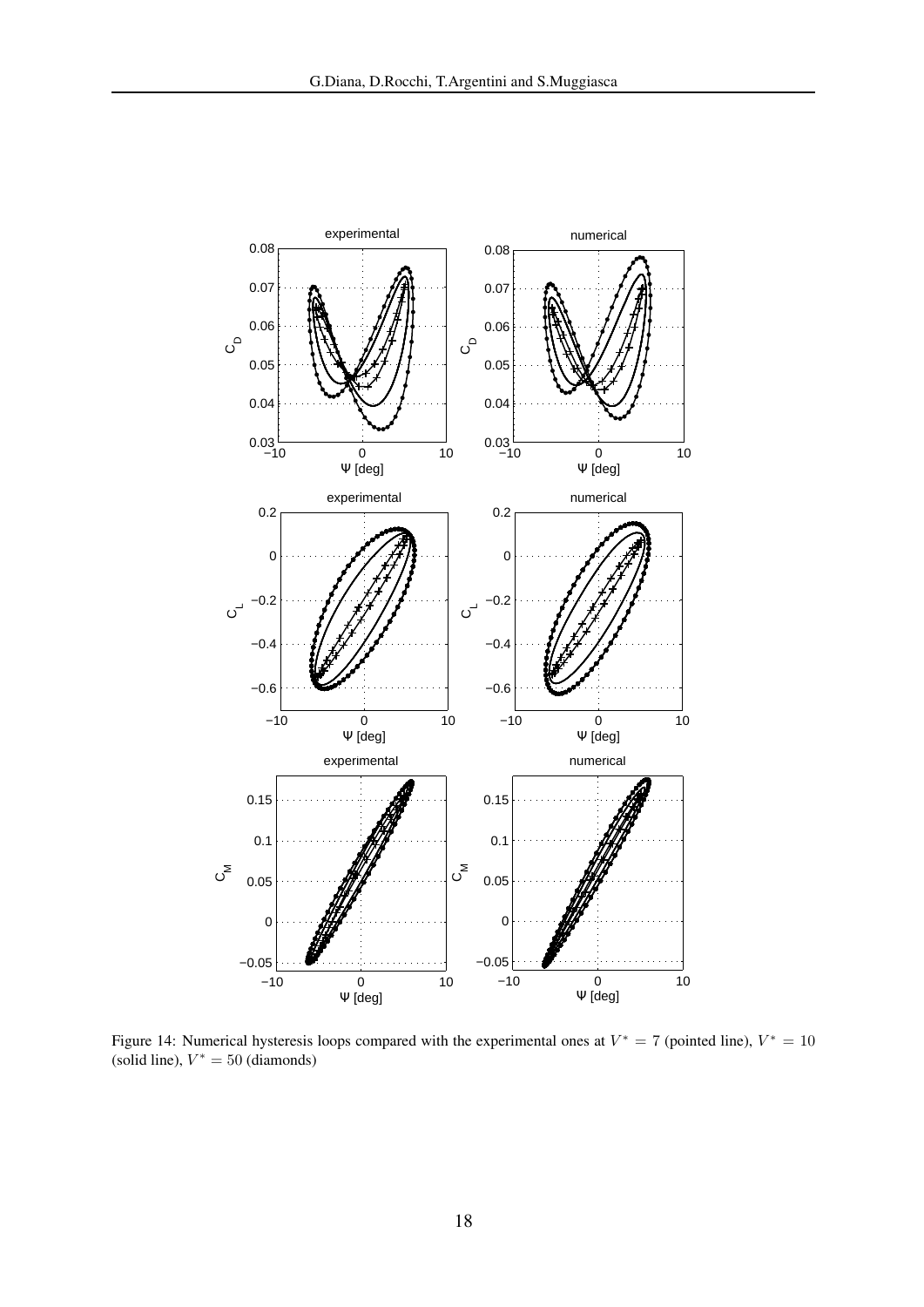Figure 14: Numerical hysteresis loops compared with the experimental ones at $V^* = 7$ (pointed line), $V^* = 10$ (solid line), $V^* = 50$ (diamonds)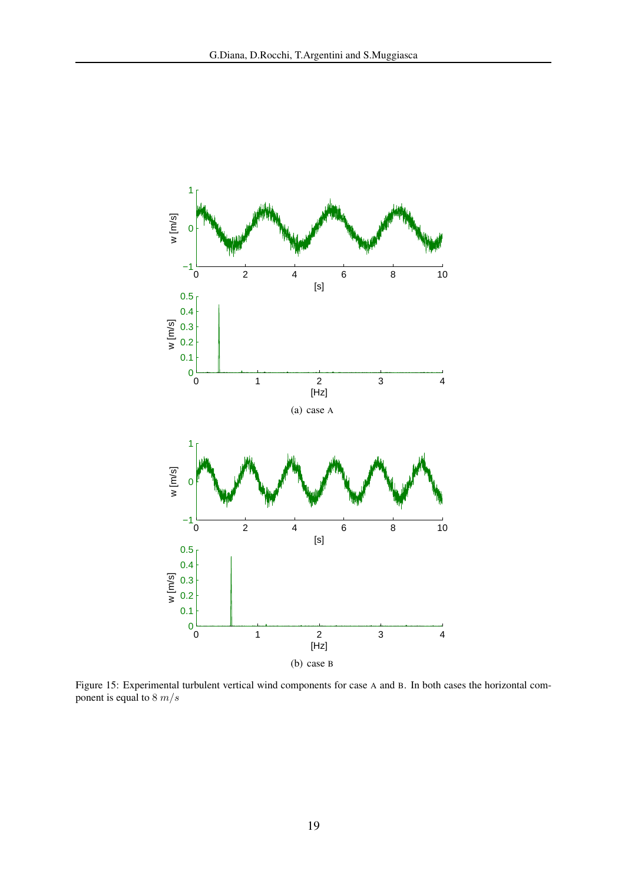(a) case A

(b) case B

Figure 15: Experimental turbulent vertical wind components for case A and B. In both cases the horizontal component is equal to $8\ m/s$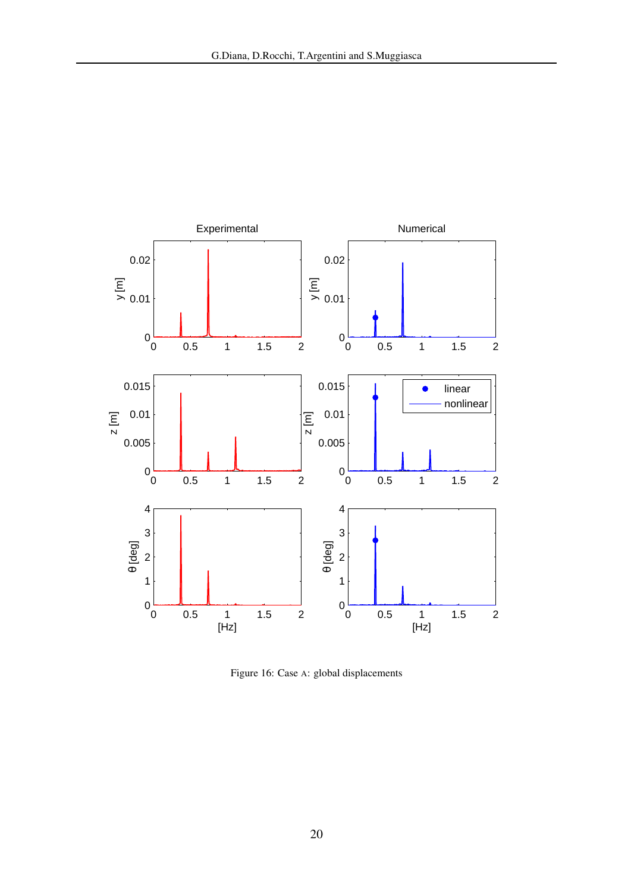Figure 16: Case A: global displacements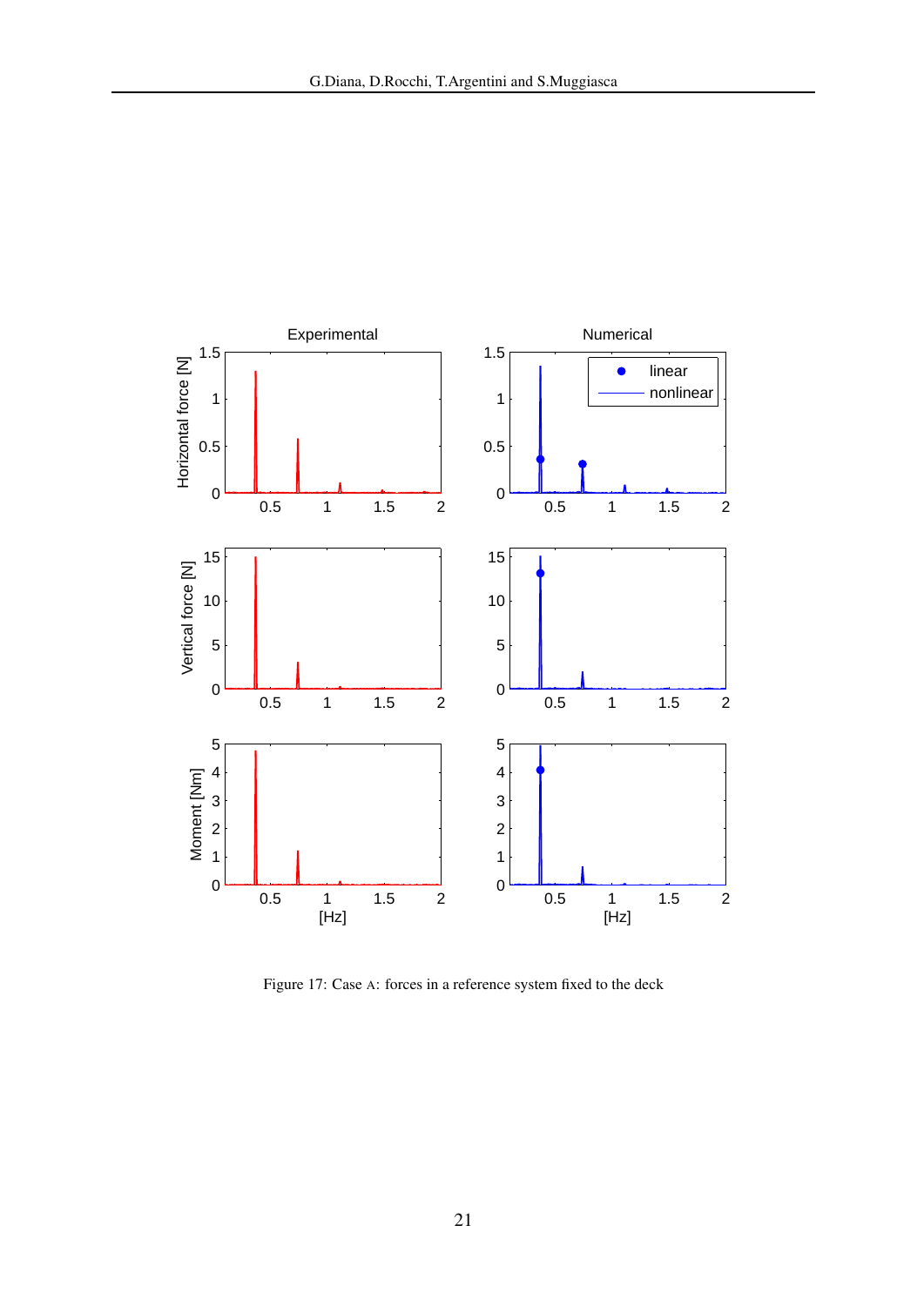Figure 17: Case A: forces in a reference system fixed to the deck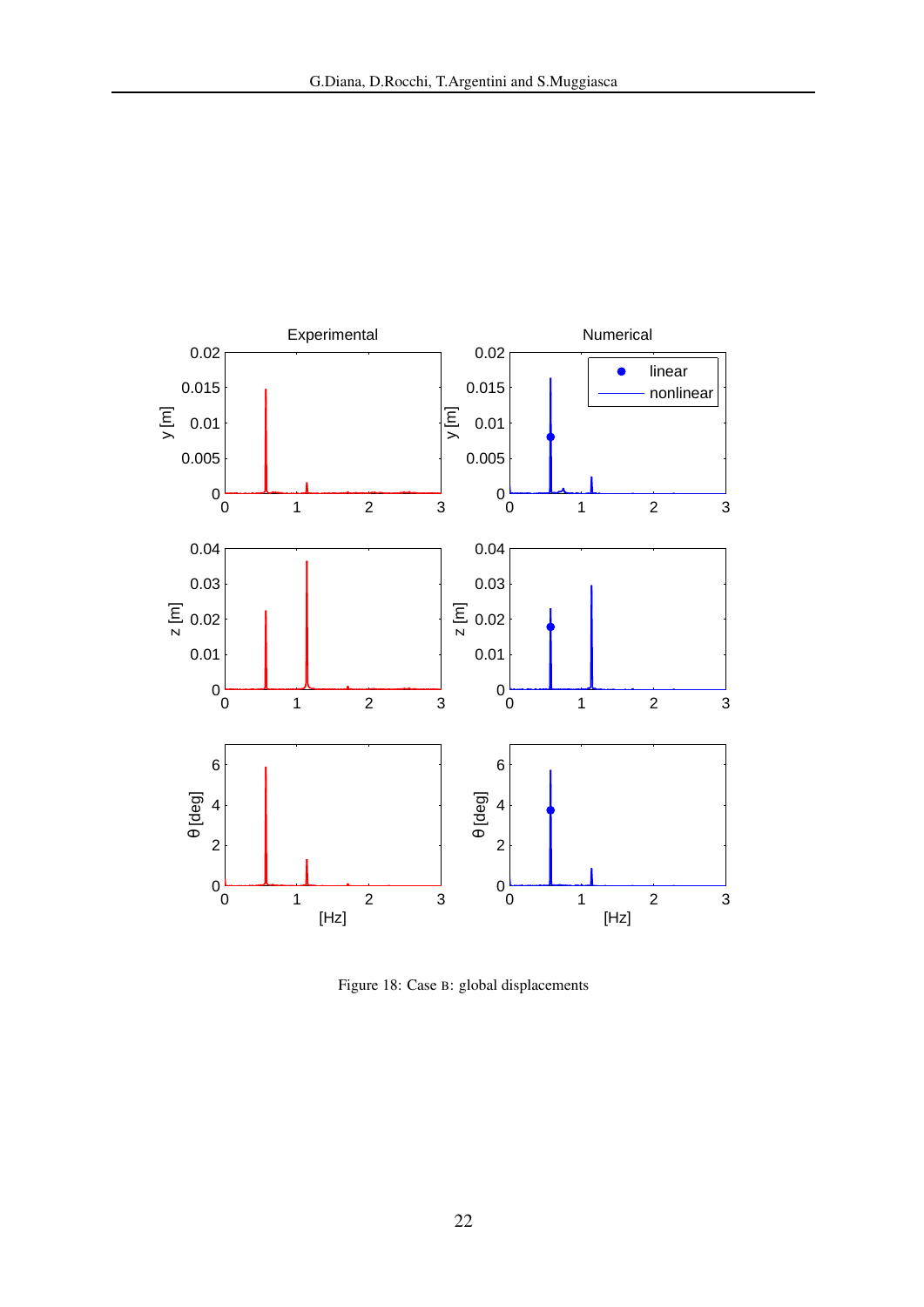Figure 18: Case B: global displacements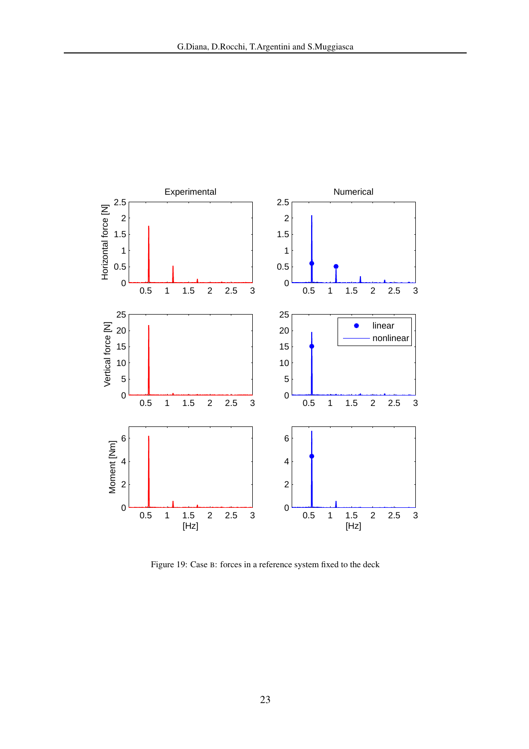Figure 19: Case B: forces in a reference system fixed to the deck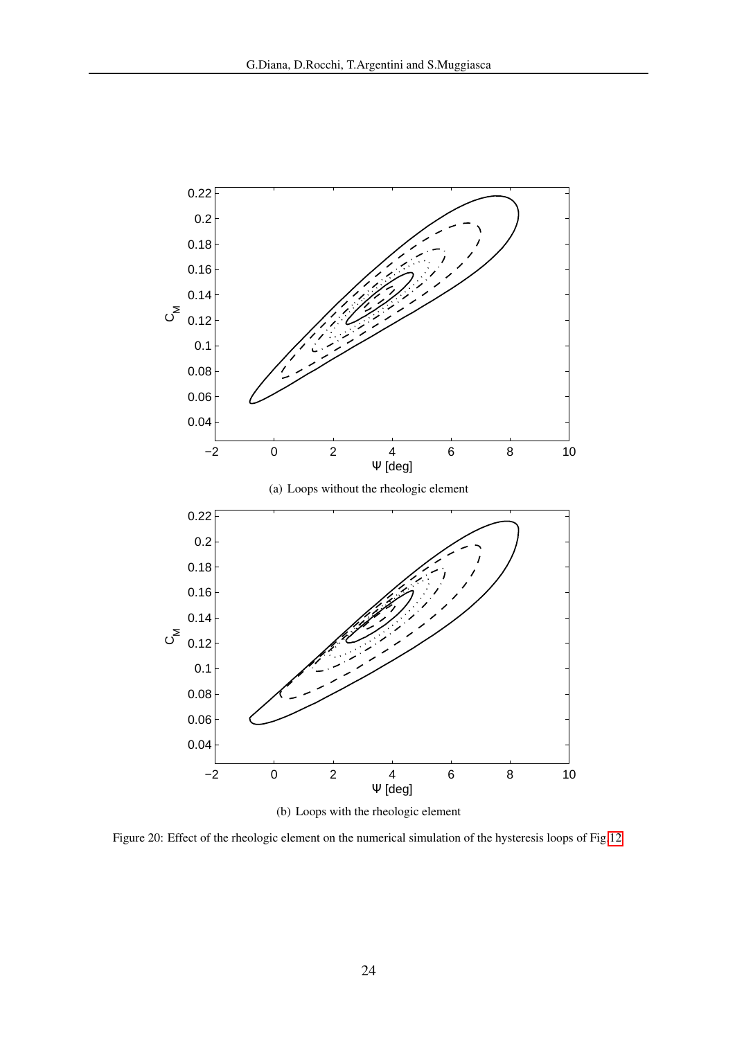(a) Loops without the rheologic element

(b) Loops with the rheologic element

Figure 20: Effect of the rheologic element on the numerical simulation of the hysteresis loops of Fig.12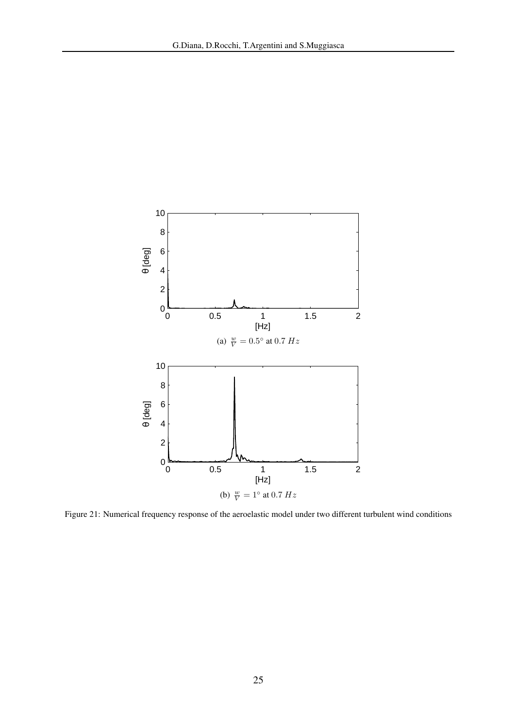(a) $\frac{w}{V} = 0.5°$ at $0.7\ Hz$

(b) $\frac{w}{V} = 1°$ at $0.7\ Hz$

Figure 21: Numerical frequency response of the aeroelastic model under two different turbulent wind conditions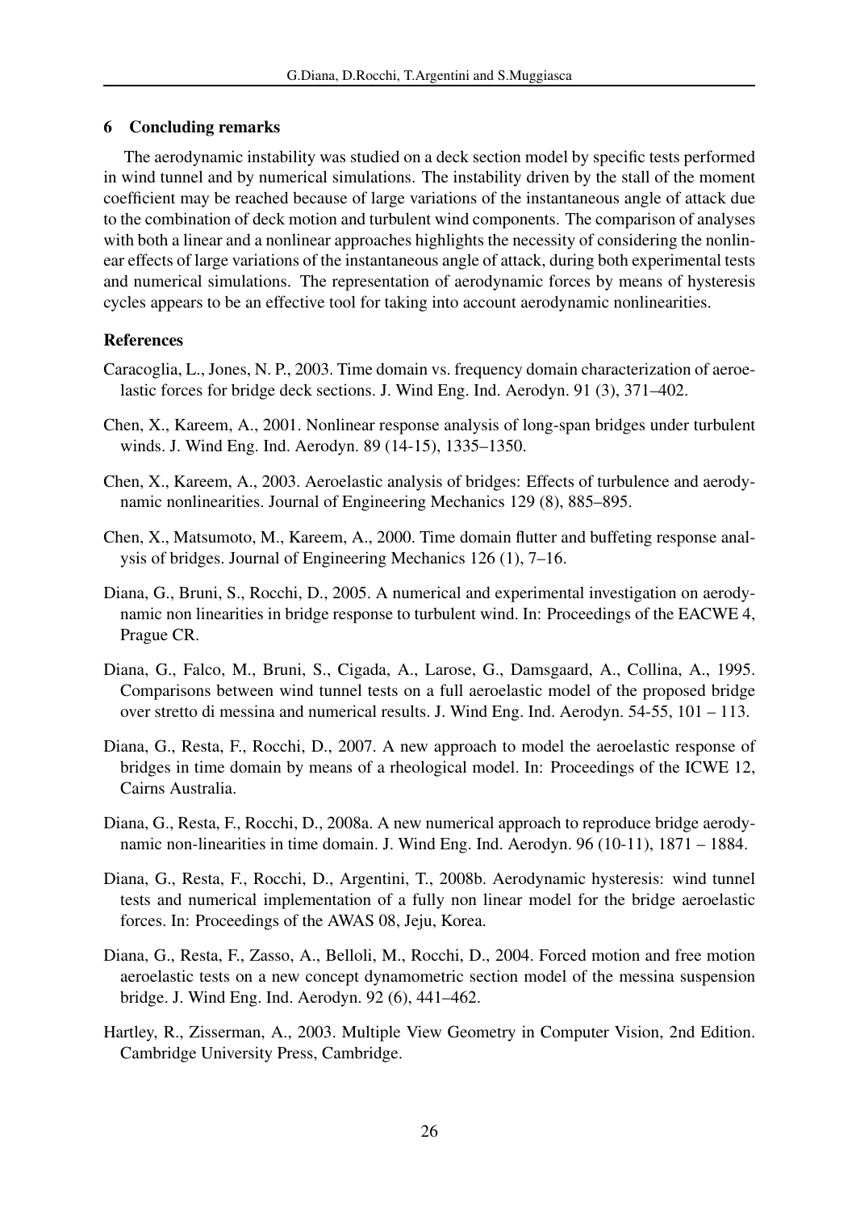## 6 Concluding remarks

The aerodynamic instability was studied on a deck section model by specific tests performed in wind tunnel and by numerical simulations. The instability driven by the stall of the moment coefficient may be reached because of large variations of the instantaneous angle of attack due to the combination of deck motion and turbulent wind components. The comparison of analyses with both a linear and a nonlinear approaches highlights the necessity of considering the nonlinear effects of large variations of the instantaneous angle of attack, during both experimental tests and numerical simulations. The representation of aerodynamic forces by means of hysteresis cycles appears to be an effective tool for taking into account aerodynamic nonlinearities.

### References

Caracoglia, L., Jones, N. P., 2003. Time domain vs. frequency domain characterization of aeroelastic forces for bridge deck sections. J. Wind Eng. Ind. Aerodyn. 91 (3), 371–402.

Chen, X., Kareem, A., 2001. Nonlinear response analysis of long-span bridges under turbulent winds. J. Wind Eng. Ind. Aerodyn. 89 (14-15), 1335–1350.

Chen, X., Kareem, A., 2003. Aeroelastic analysis of bridges: Effects of turbulence and aerodynamic nonlinearities. Journal of Engineering Mechanics 129 (8), 885–895.

Chen, X., Matsumoto, M., Kareem, A., 2000. Time domain flutter and buffeting response analysis of bridges. Journal of Engineering Mechanics 126 (1), 7–16.

Diana, G., Bruni, S., Rocchi, D., 2005. A numerical and experimental investigation on aerodynamic non linearities in bridge response to turbulent wind. In: Proceedings of the EACWE 4, Prague CR.

Diana, G., Falco, M., Bruni, S., Cigada, A., Larose, G., Damsgaard, A., Collina, A., 1995. Comparisons between wind tunnel tests on a full aeroelastic model of the proposed bridge over stretto di messina and numerical results. J. Wind Eng. Ind. Aerodyn. 54-55, 101 – 113.

Diana, G., Resta, F., Rocchi, D., 2007. A new approach to model the aeroelastic response of bridges in time domain by means of a rheological model. In: Proceedings of the ICWE 12, Cairns Australia.

Diana, G., Resta, F., Rocchi, D., 2008a. A new numerical approach to reproduce bridge aerodynamic non-linearities in time domain. J. Wind Eng. Ind. Aerodyn. 96 (10-11), 1871 – 1884.

Diana, G., Resta, F., Rocchi, D., Argentini, T., 2008b. Aerodynamic hysteresis: wind tunnel tests and numerical implementation of a fully non linear model for the bridge aeroelastic forces. In: Proceedings of the AWAS 08, Jeju, Korea.

Diana, G., Resta, F., Zasso, A., Belloli, M., Rocchi, D., 2004. Forced motion and free motion aeroelastic tests on a new concept dynamometric section model of the messina suspension bridge. J. Wind Eng. Ind. Aerodyn. 92 (6), 441–462.

Hartley, R., Zisserman, A., 2003. Multiple View Geometry in Computer Vision, 2nd Edition. Cambridge University Press, Cambridge.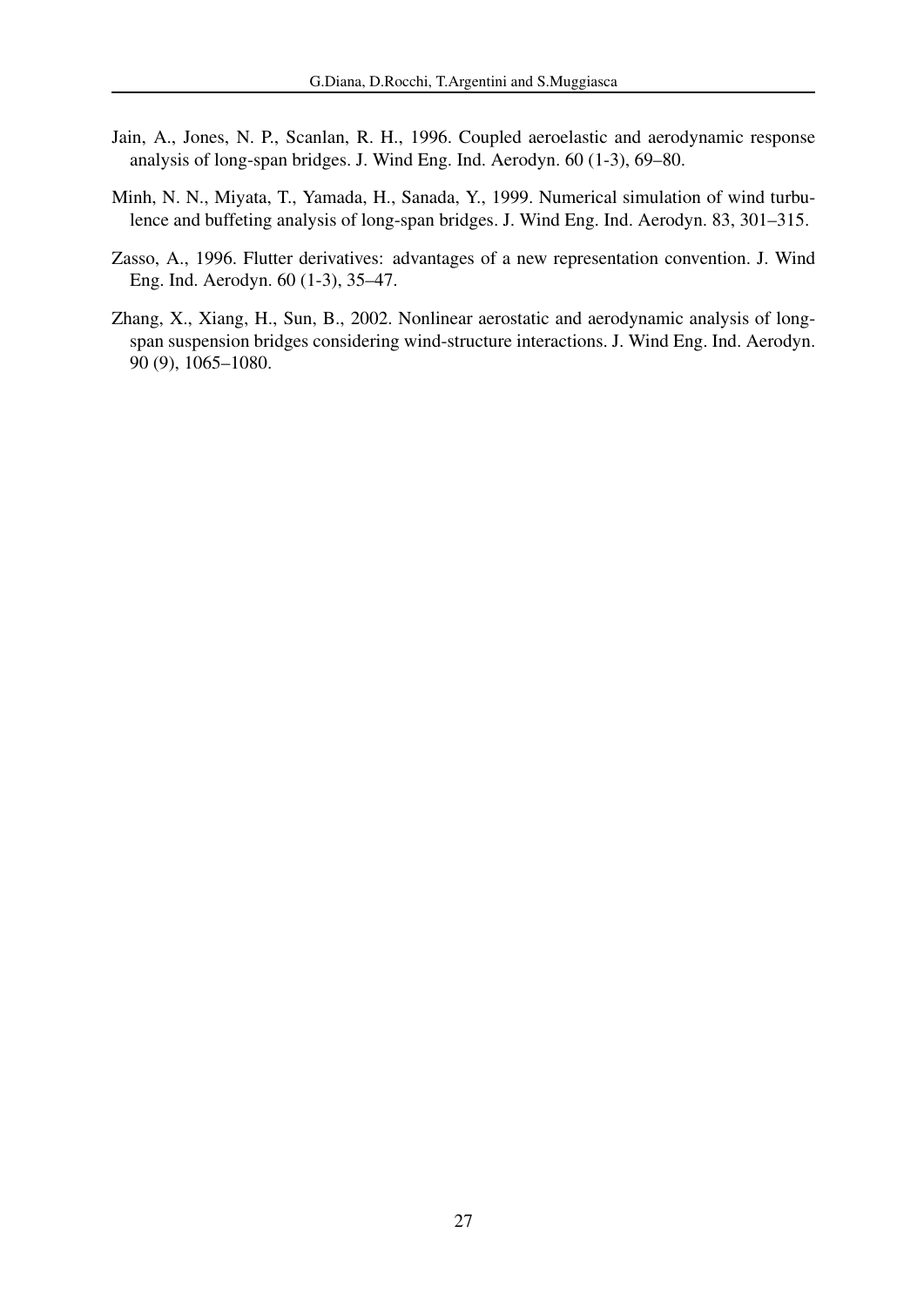Jain, A., Jones, N. P., Scanlan, R. H., 1996. Coupled aeroelastic and aerodynamic response analysis of long-span bridges. J. Wind Eng. Ind. Aerodyn. 60 (1-3), 69–80.

Minh, N. N., Miyata, T., Yamada, H., Sanada, Y., 1999. Numerical simulation of wind turbulence and buffeting analysis of long-span bridges. J. Wind Eng. Ind. Aerodyn. 83, 301–315.

Zasso, A., 1996. Flutter derivatives: advantages of a new representation convention. J. Wind Eng. Ind. Aerodyn. 60 (1-3), 35–47.

Zhang, X., Xiang, H., Sun, B., 2002. Nonlinear aerostatic and aerodynamic analysis of long-span suspension bridges considering wind-structure interactions. J. Wind Eng. Ind. Aerodyn. 90 (9), 1065–1080.